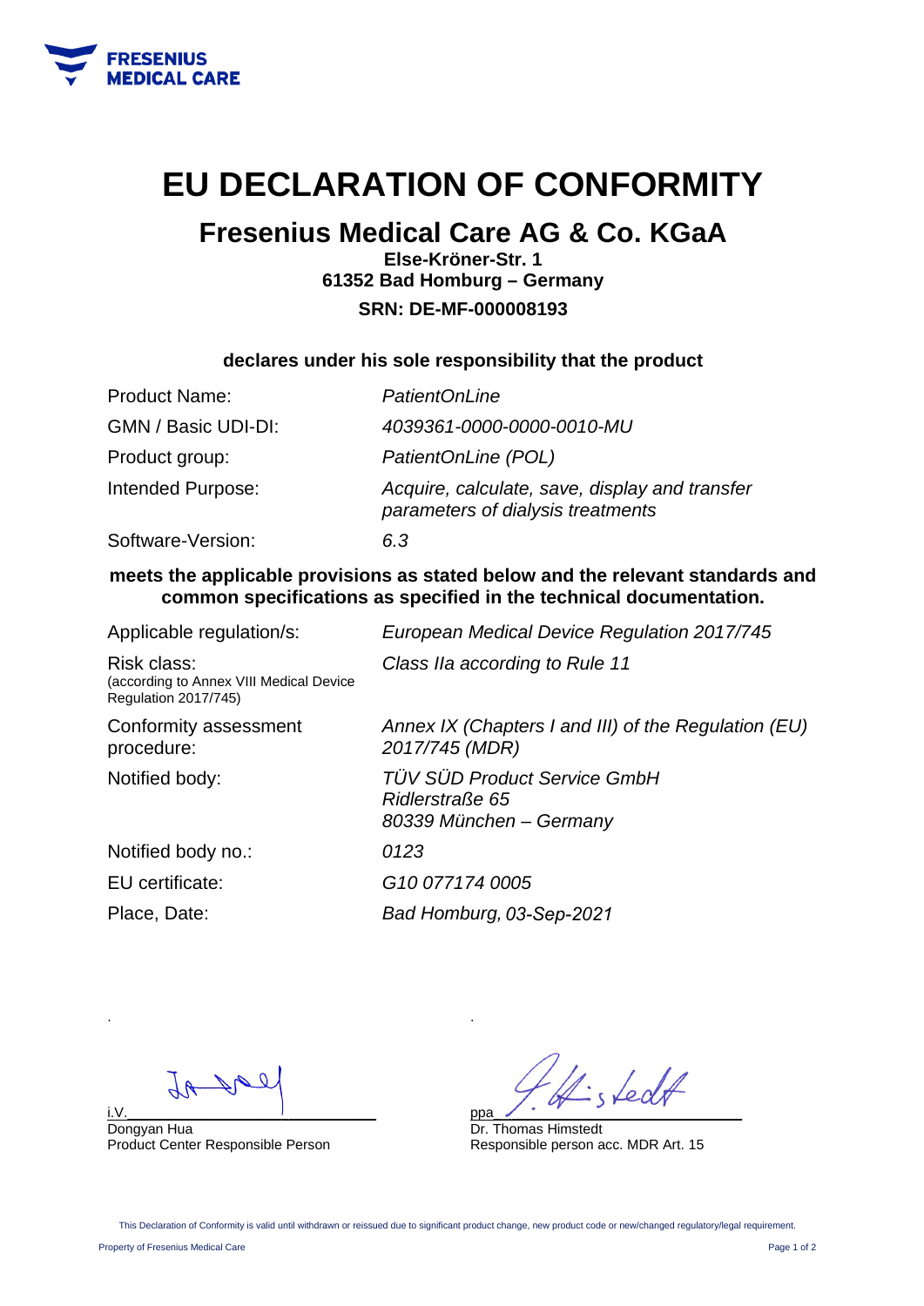FRESENIUS MEDICAL CARE

# EU DECLARATION OF CONFORMITY

## Fresenius Medical Care AG & Co. KGaA

**Else-Kröner-Str. 1**
**61352 Bad Homburg – Germany**
**SRN: DE-MF-000008193**

**declares under his sole responsibility that the product**

| | |
|---|---|
| Product Name: | *PatientOnLine* |
| GMN / Basic UDI-DI: | *4039361-0000-0000-0010-MU* |
| Product group: | *PatientOnLine (POL)* |
| Intended Purpose: | *Acquire, calculate, save, display and transfer parameters of dialysis treatments* |
| Software-Version: | *6.3* |

**meets the applicable provisions as stated below and the relevant standards and common specifications as specified in the technical documentation.**

| | |
|---|---|
| Applicable regulation/s: | *European Medical Device Regulation 2017/745* |
| Risk class: (according to Annex VIII Medical Device Regulation 2017/745) | *Class IIa according to Rule 11* |
| Conformity assessment procedure: | *Annex IX (Chapters I and III) of the Regulation (EU) 2017/745 (MDR)* |
| Notified body: | *TÜV SÜD Product Service GmbH*<br>*Ridlerstraße 65*<br>*80339 München – Germany* |
| Notified body no.: | *0123* |
| EU certificate: | *G10 077174 0005* |
| Place, Date: | *Bad Homburg, 03-Sep-2021* |

i.V. [signature]
Dongyan Hua
Product Center Responsible Person

ppa [signature]
Dr. Thomas Himstedt
Responsible person acc. MDR Art. 15

This Declaration of Conformity is valid until withdrawn or reissued due to significant product change, new product code or new/changed regulatory/legal requirement.

Property of Fresenius Medical Care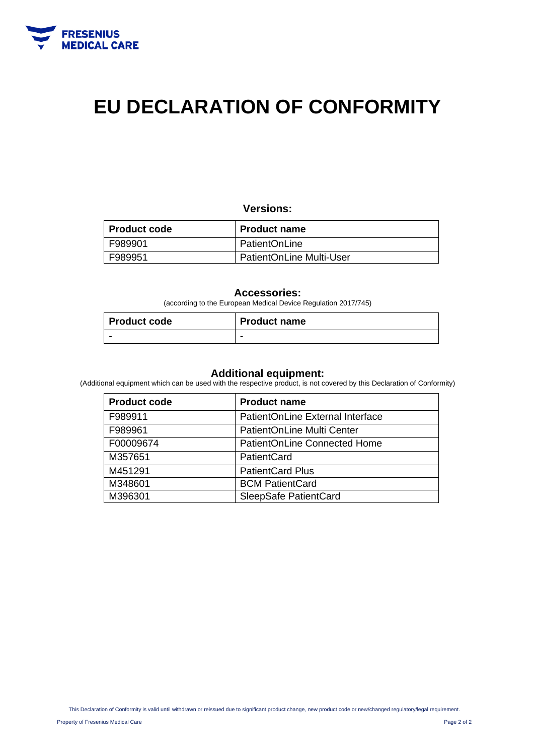# EU DECLARATION OF CONFORMITY

### Versions:

| Product code | Product name |
|---|---|
| F989901 | PatientOnLine |
| F989951 | PatientOnLine Multi-User |

### Accessories:

(according to the European Medical Device Regulation 2017/745)

| Product code | Product name |
|---|---|
| - | - |

### Additional equipment:

(Additional equipment which can be used with the respective product, is not covered by this Declaration of Conformity)

| Product code | Product name |
|---|---|
| F989911 | PatientOnLine External Interface |
| F989961 | PatientOnLine Multi Center |
| F00009674 | PatientOnLine Connected Home |
| M357651 | PatientCard |
| M451291 | PatientCard Plus |
| M348601 | BCM PatientCard |
| M396301 | SleepSafe PatientCard |

This Declaration of Conformity is valid until withdrawn or reissued due to significant product change, new product code or new/changed regulatory/legal requirement.

Property of Fresenius Medical Care